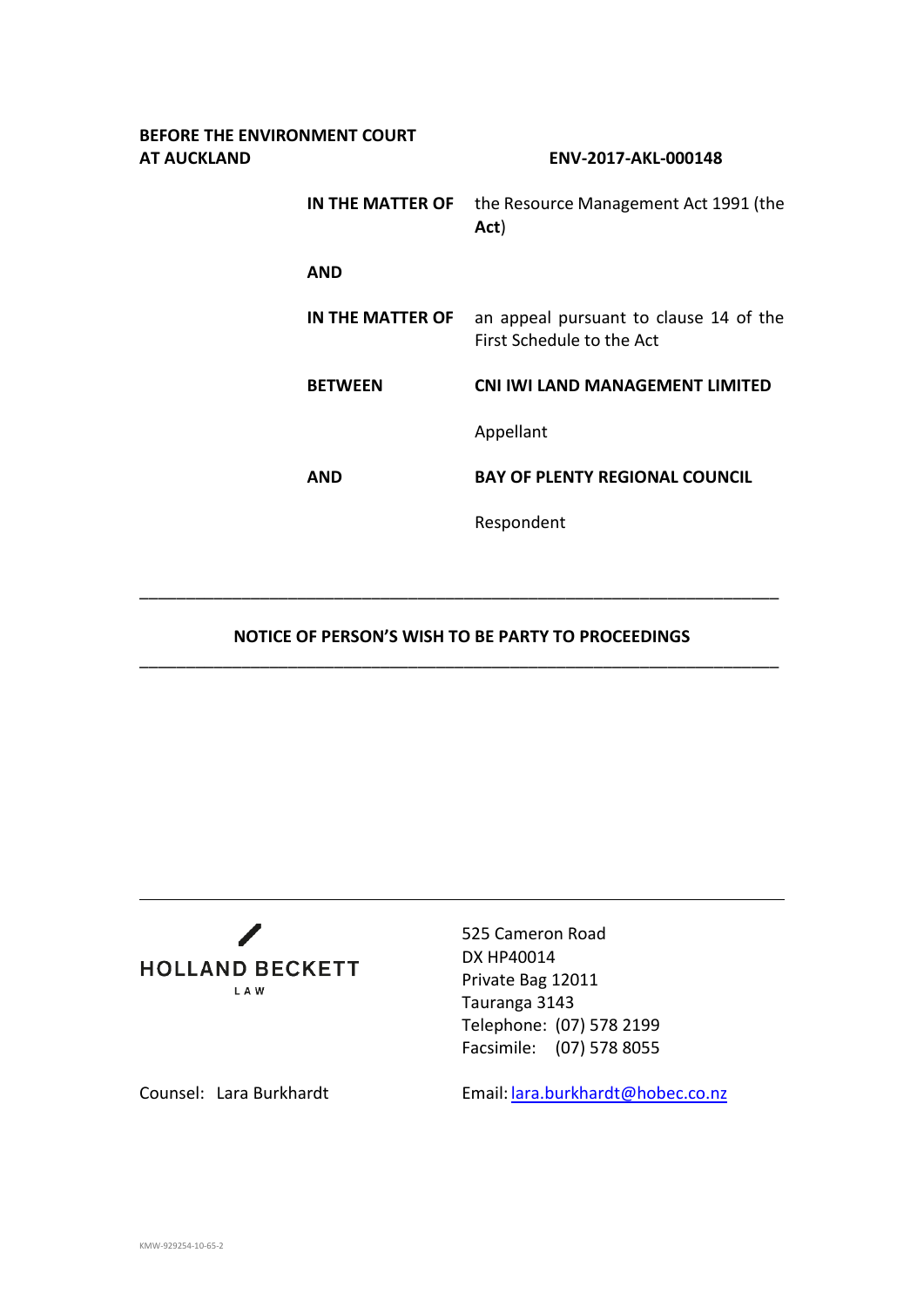**BEFORE THE ENVIRONMENT COURT**
**AT AUCKLAND** **ENV-2017-AKL-000148**

| | |
|---|---|
| **IN THE MATTER OF** | the Resource Management Act 1991 (the **Act**) |
| **AND** | |
| **IN THE MATTER OF** | an appeal pursuant to clause 14 of the First Schedule to the Act |
| **BETWEEN** | **CNI IWI LAND MANAGEMENT LIMITED** |
| | Appellant |
| **AND** | **BAY OF PLENTY REGIONAL COUNCIL** |
| | Respondent |

---

## NOTICE OF PERSON'S WISH TO BE PARTY TO PROCEEDINGS

---

HOLLAND BECKETT
LAW

525 Cameron Road
DX HP40014
Private Bag 12011
Tauranga 3143
Telephone: (07) 578 2199
Facsimile: (07) 578 8055

Counsel: Lara Burkhardt

Email: lara.burkhardt@hobec.co.nz

KMW-929254-10-65-2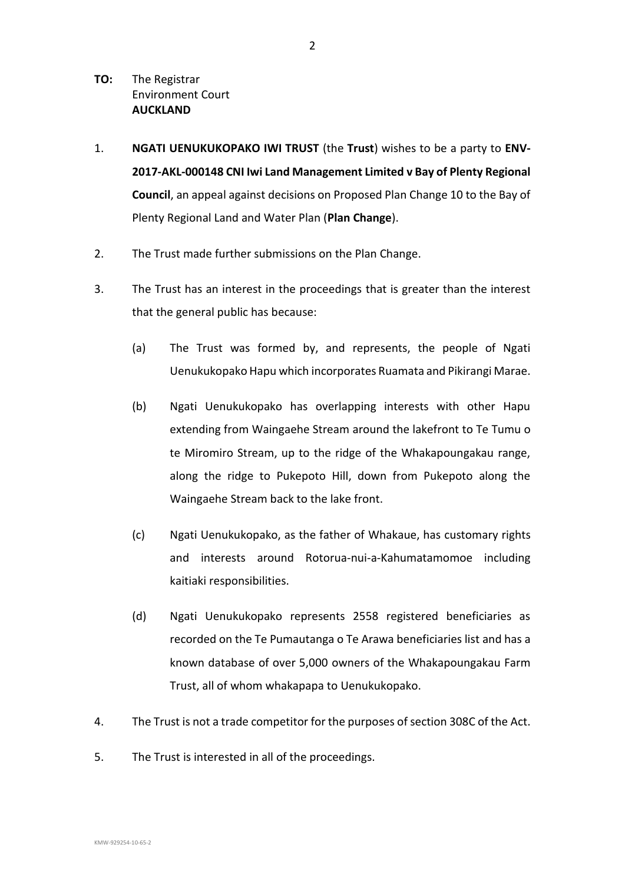**TO:** The Registrar
Environment Court
**AUCKLAND**

1. **NGATI UENUKUKOPAKO IWI TRUST** (the **Trust**) wishes to be a party to **ENV-2017-AKL-000148 CNI Iwi Land Management Limited v Bay of Plenty Regional Council**, an appeal against decisions on Proposed Plan Change 10 to the Bay of Plenty Regional Land and Water Plan (**Plan Change**).

2. The Trust made further submissions on the Plan Change.

3. The Trust has an interest in the proceedings that is greater than the interest that the general public has because:

   (a) The Trust was formed by, and represents, the people of Ngati Uenukukopako Hapu which incorporates Ruamata and Pikirangi Marae.

   (b) Ngati Uenukukopako has overlapping interests with other Hapu extending from Waingaehe Stream around the lakefront to Te Tumu o te Miromiro Stream, up to the ridge of the Whakapoungakau range, along the ridge to Pukepoto Hill, down from Pukepoto along the Waingaehe Stream back to the lake front.

   (c) Ngati Uenukukopako, as the father of Whakaue, has customary rights and interests around Rotorua-nui-a-Kahumatamomoe including kaitiaki responsibilities.

   (d) Ngati Uenukukopako represents 2558 registered beneficiaries as recorded on the Te Pumautanga o Te Arawa beneficiaries list and has a known database of over 5,000 owners of the Whakapoungakau Farm Trust, all of whom whakapapa to Uenukukopako.

4. The Trust is not a trade competitor for the purposes of section 308C of the Act.

5. The Trust is interested in all of the proceedings.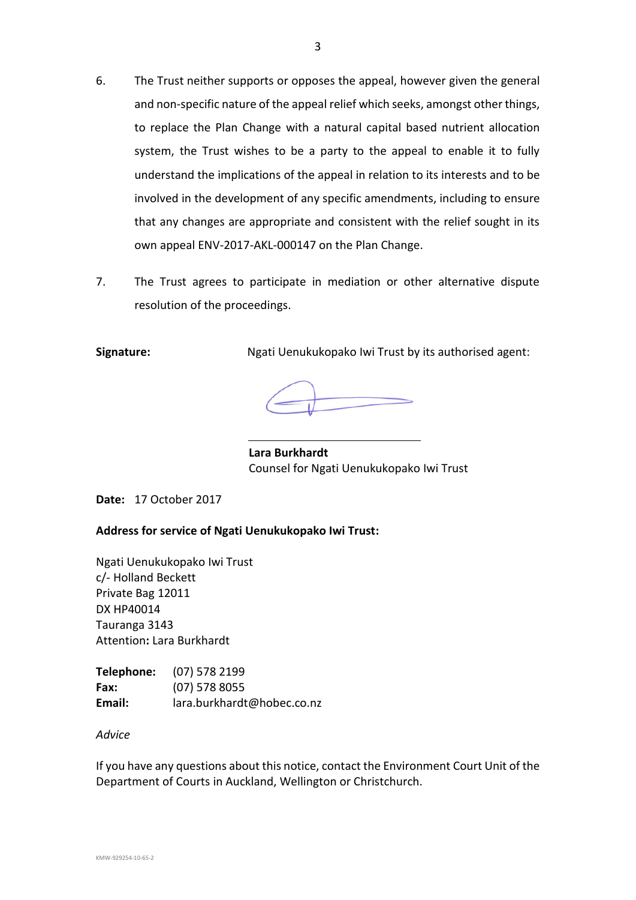6. The Trust neither supports or opposes the appeal, however given the general and non-specific nature of the appeal relief which seeks, amongst other things, to replace the Plan Change with a natural capital based nutrient allocation system, the Trust wishes to be a party to the appeal to enable it to fully understand the implications of the appeal in relation to its interests and to be involved in the development of any specific amendments, including to ensure that any changes are appropriate and consistent with the relief sought in its own appeal ENV-2017-AKL-000147 on the Plan Change.

7. The Trust agrees to participate in mediation or other alternative dispute resolution of the proceedings.

**Signature:** Ngati Uenukukopako Iwi Trust by its authorised agent:

**Lara Burkhardt**
Counsel for Ngati Uenukukopako Iwi Trust

**Date:** 17 October 2017

**Address for service of Ngati Uenukukopako Iwi Trust:**

Ngati Uenukukopako Iwi Trust
c/- Holland Beckett
Private Bag 12011
DX HP40014
Tauranga 3143
Attention**:** Lara Burkhardt

**Telephone:** (07) 578 2199
**Fax:** (07) 578 8055
**Email:** lara.burkhardt@hobec.co.nz

*Advice*

If you have any questions about this notice, contact the Environment Court Unit of the Department of Courts in Auckland, Wellington or Christchurch.

KMW-929254-10-65-2